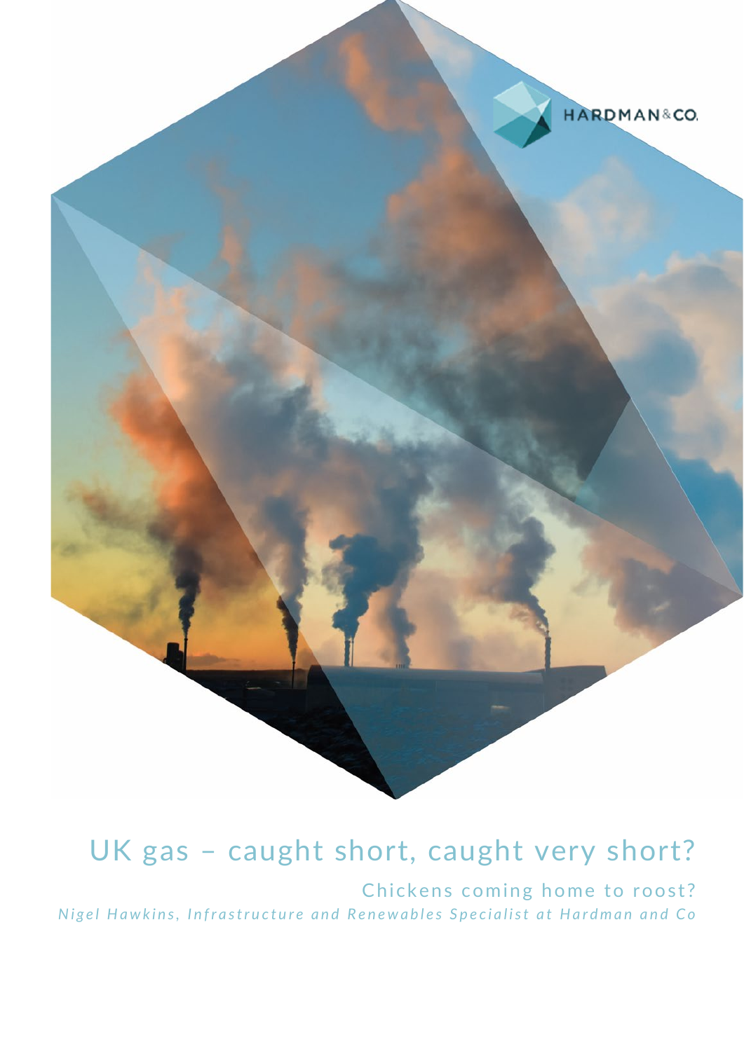HARDMAN&CO.

# UK gas – caught short, caught very short?

## Chickens coming home to roost?

*Nigel Hawkins, Infrastructure and Renewables Specialist at Hardman and Co*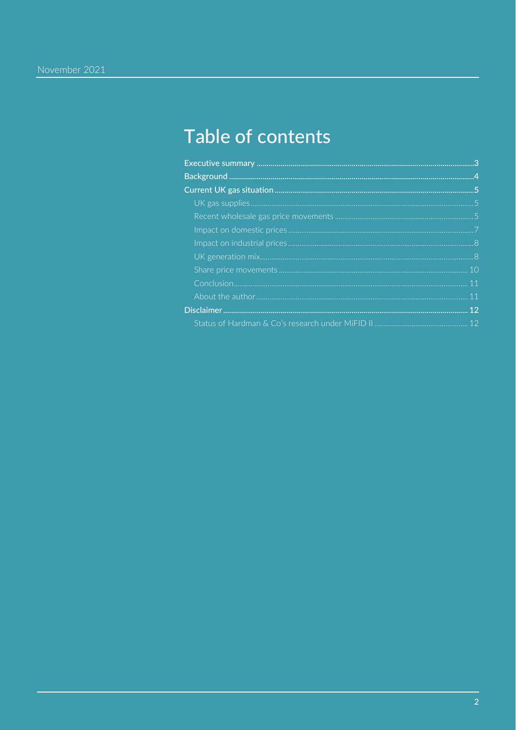# Table of contents

- **Executive summary** ........ 3
- **Background** ........ 4
- **Current UK gas situation** ........ 5
  - UK gas supplies ........ 5
  - Recent wholesale gas price movements ........ 5
  - Impact on domestic prices ........ 7
  - Impact on industrial prices ........ 8
  - UK generation mix ........ 8
  - Share price movements ........ 10
  - Conclusion ........ 11
  - About the author ........ 11
- **Disclaimer** ........ 12
  - Status of Hardman & Co's research under MiFID II ........ 12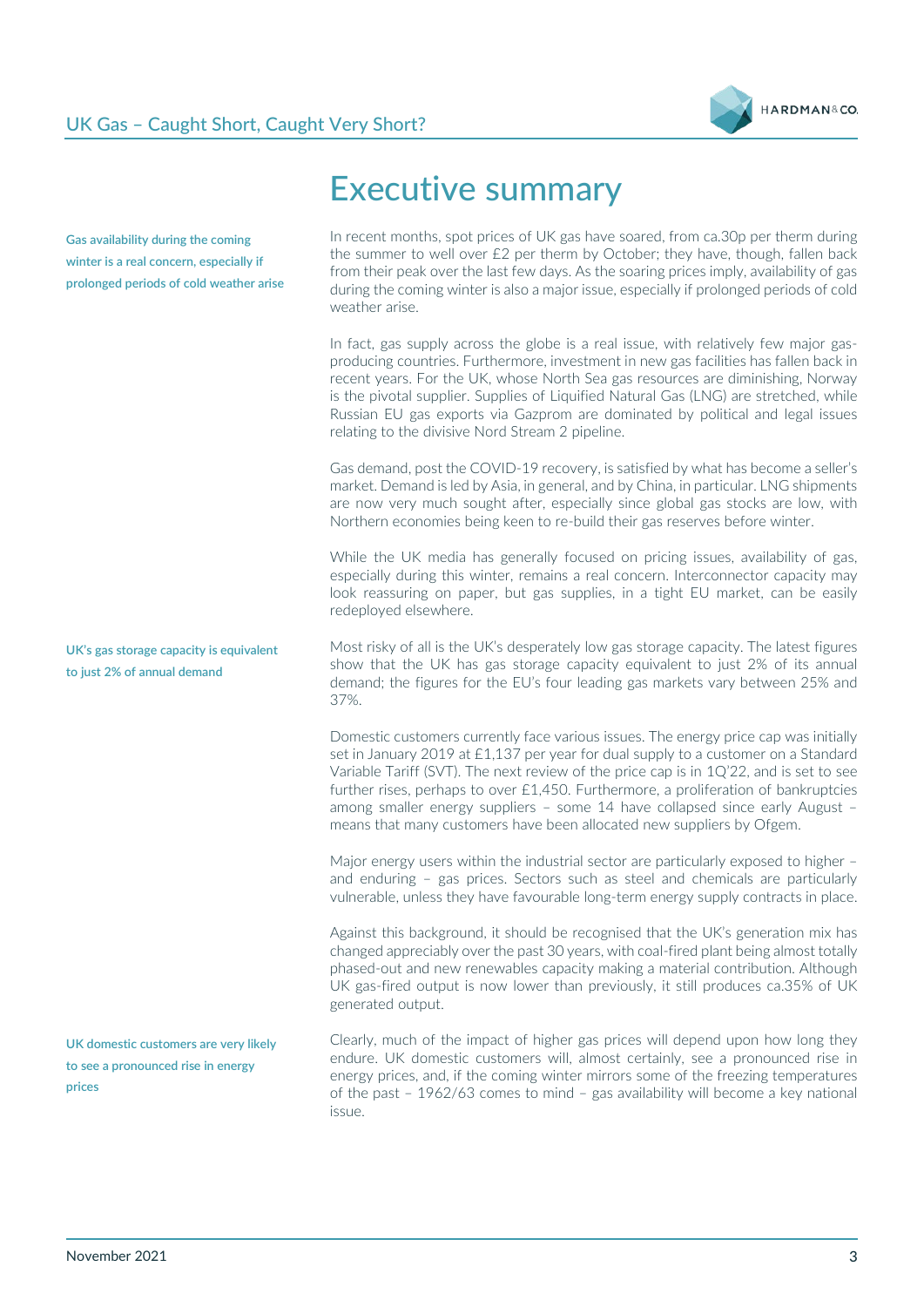# Executive summary

**Gas availability during the coming winter is a real concern, especially if prolonged periods of cold weather arise**

In recent months, spot prices of UK gas have soared, from ca.30p per therm during the summer to well over £2 per therm by October; they have, though, fallen back from their peak over the last few days. As the soaring prices imply, availability of gas during the coming winter is also a major issue, especially if prolonged periods of cold weather arise.

In fact, gas supply across the globe is a real issue, with relatively few major gas-producing countries. Furthermore, investment in new gas facilities has fallen back in recent years. For the UK, whose North Sea gas resources are diminishing, Norway is the pivotal supplier. Supplies of Liquified Natural Gas (LNG) are stretched, while Russian EU gas exports via Gazprom are dominated by political and legal issues relating to the divisive Nord Stream 2 pipeline.

Gas demand, post the COVID-19 recovery, is satisfied by what has become a seller's market. Demand is led by Asia, in general, and by China, in particular. LNG shipments are now very much sought after, especially since global gas stocks are low, with Northern economies being keen to re-build their gas reserves before winter.

While the UK media has generally focused on pricing issues, availability of gas, especially during this winter, remains a real concern. Interconnector capacity may look reassuring on paper, but gas supplies, in a tight EU market, can be easily redeployed elsewhere.

**UK's gas storage capacity is equivalent to just 2% of annual demand**

Most risky of all is the UK's desperately low gas storage capacity. The latest figures show that the UK has gas storage capacity equivalent to just 2% of its annual demand; the figures for the EU's four leading gas markets vary between 25% and 37%.

Domestic customers currently face various issues. The energy price cap was initially set in January 2019 at £1,137 per year for dual supply to a customer on a Standard Variable Tariff (SVT). The next review of the price cap is in 1Q'22, and is set to see further rises, perhaps to over £1,450. Furthermore, a proliferation of bankruptcies among smaller energy suppliers – some 14 have collapsed since early August – means that many customers have been allocated new suppliers by Ofgem.

Major energy users within the industrial sector are particularly exposed to higher – and enduring – gas prices. Sectors such as steel and chemicals are particularly vulnerable, unless they have favourable long-term energy supply contracts in place.

Against this background, it should be recognised that the UK's generation mix has changed appreciably over the past 30 years, with coal-fired plant being almost totally phased-out and new renewables capacity making a material contribution. Although UK gas-fired output is now lower than previously, it still produces ca.35% of UK generated output.

**UK domestic customers are very likely to see a pronounced rise in energy prices**

Clearly, much of the impact of higher gas prices will depend upon how long they endure. UK domestic customers will, almost certainly, see a pronounced rise in energy prices, and, if the coming winter mirrors some of the freezing temperatures of the past – 1962/63 comes to mind – gas availability will become a key national issue.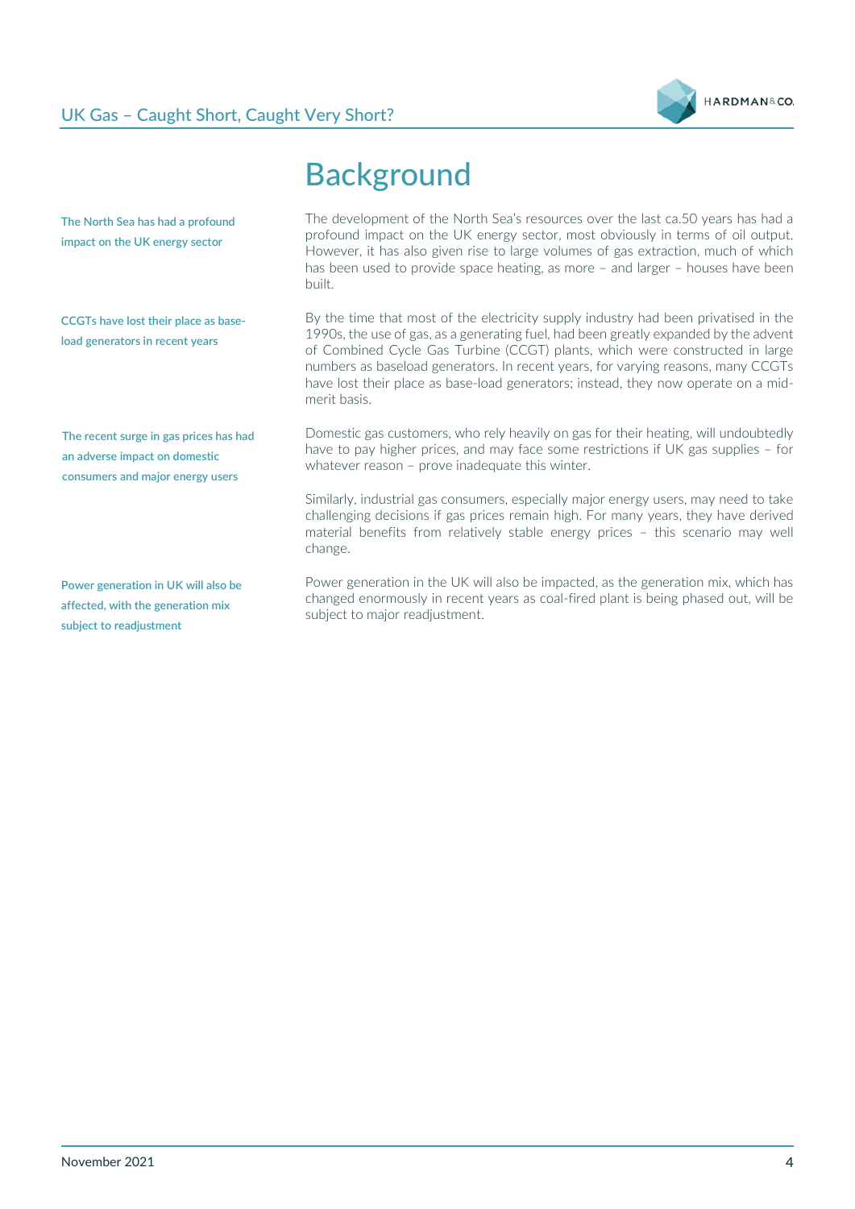# Background

The North Sea has had a profound impact on the UK energy sector

The development of the North Sea's resources over the last ca.50 years has had a profound impact on the UK energy sector, most obviously in terms of oil output. However, it has also given rise to large volumes of gas extraction, much of which has been used to provide space heating, as more – and larger – houses have been built.

CCGTs have lost their place as base-load generators in recent years

By the time that most of the electricity supply industry had been privatised in the 1990s, the use of gas, as a generating fuel, had been greatly expanded by the advent of Combined Cycle Gas Turbine (CCGT) plants, which were constructed in large numbers as baseload generators. In recent years, for varying reasons, many CCGTs have lost their place as base-load generators; instead, they now operate on a mid-merit basis.

The recent surge in gas prices has had an adverse impact on domestic consumers and major energy users

Domestic gas customers, who rely heavily on gas for their heating, will undoubtedly have to pay higher prices, and may face some restrictions if UK gas supplies – for whatever reason – prove inadequate this winter.

Similarly, industrial gas consumers, especially major energy users, may need to take challenging decisions if gas prices remain high. For many years, they have derived material benefits from relatively stable energy prices – this scenario may well change.

Power generation in UK will also be affected, with the generation mix subject to readjustment

Power generation in the UK will also be impacted, as the generation mix, which has changed enormously in recent years as coal-fired plant is being phased out, will be subject to major readjustment.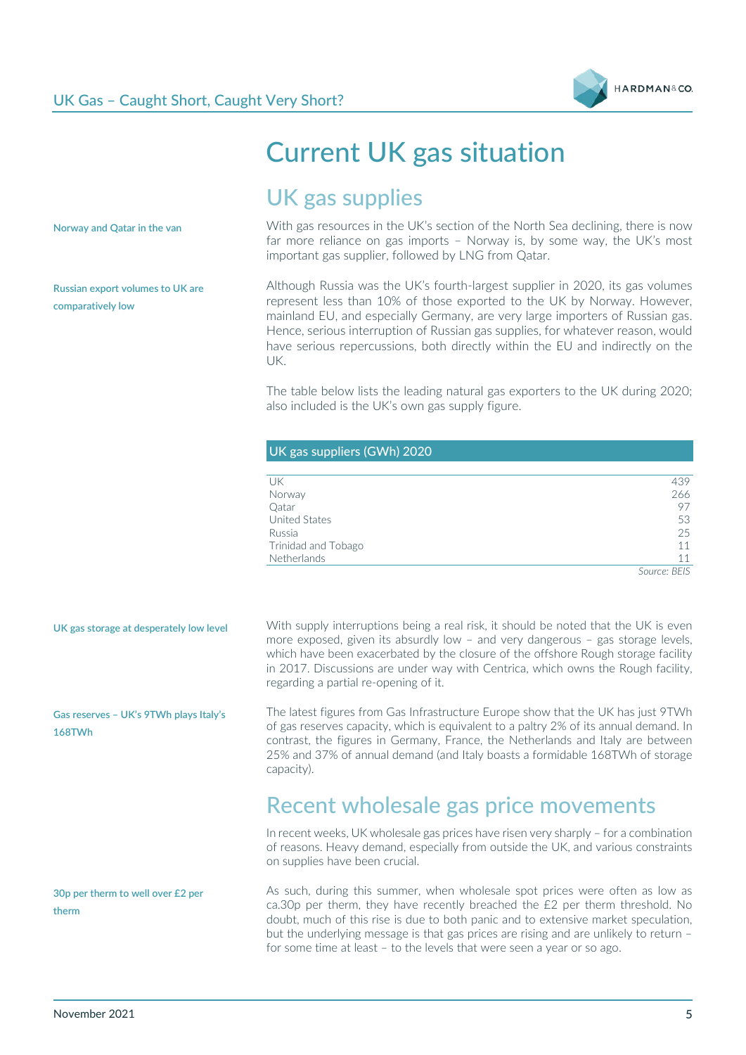# Current UK gas situation

## UK gas supplies

Norway and Qatar in the van

With gas resources in the UK's section of the North Sea declining, there is now far more reliance on gas imports – Norway is, by some way, the UK's most important gas supplier, followed by LNG from Qatar.

Russian export volumes to UK are comparatively low

Although Russia was the UK's fourth-largest supplier in 2020, its gas volumes represent less than 10% of those exported to the UK by Norway. However, mainland EU, and especially Germany, are very large importers of Russian gas. Hence, serious interruption of Russian gas supplies, for whatever reason, would have serious repercussions, both directly within the EU and indirectly on the UK.

The table below lists the leading natural gas exporters to the UK during 2020; also included is the UK's own gas supply figure.

**UK gas suppliers (GWh) 2020**

| | |
|---|---|
| UK | 439 |
| Norway | 266 |
| Qatar | 97 |
| United States | 53 |
| Russia | 25 |
| Trinidad and Tobago | 11 |
| Netherlands | 11 |

*Source: BEIS*

UK gas storage at desperately low level

With supply interruptions being a real risk, it should be noted that the UK is even more exposed, given its absurdly low – and very dangerous – gas storage levels, which have been exacerbated by the closure of the offshore Rough storage facility in 2017. Discussions are under way with Centrica, which owns the Rough facility, regarding a partial re-opening of it.

Gas reserves – UK's 9TWh plays Italy's 168TWh

The latest figures from Gas Infrastructure Europe show that the UK has just 9TWh of gas reserves capacity, which is equivalent to a paltry 2% of its annual demand. In contrast, the figures in Germany, France, the Netherlands and Italy are between 25% and 37% of annual demand (and Italy boasts a formidable 168TWh of storage capacity).

## Recent wholesale gas price movements

In recent weeks, UK wholesale gas prices have risen very sharply – for a combination of reasons. Heavy demand, especially from outside the UK, and various constraints on supplies have been crucial.

30p per therm to well over £2 per therm

As such, during this summer, when wholesale spot prices were often as low as ca.30p per therm, they have recently breached the £2 per therm threshold. No doubt, much of this rise is due to both panic and to extensive market speculation, but the underlying message is that gas prices are rising and are unlikely to return – for some time at least – to the levels that were seen a year or so ago.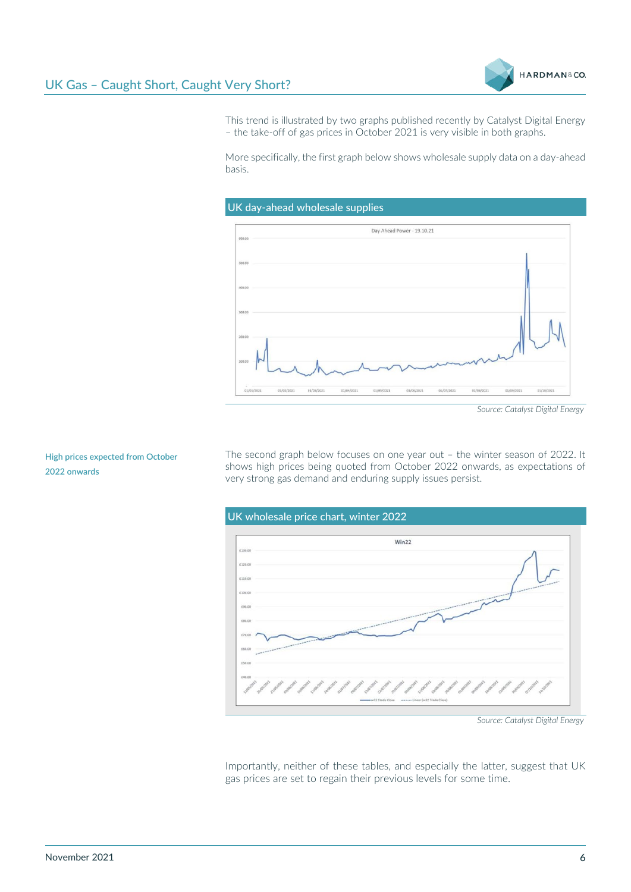This trend is illustrated by two graphs published recently by Catalyst Digital Energy – the take-off of gas prices in October 2021 is very visible in both graphs.

More specifically, the first graph below shows wholesale supply data on a day-ahead basis.

**UK day-ahead wholesale supplies**

Source: Catalyst Digital Energy

High prices expected from October 2022 onwards

The second graph below focuses on one year out – the winter season of 2022. It shows high prices being quoted from October 2022 onwards, as expectations of very strong gas demand and enduring supply issues persist.

**UK wholesale price chart, winter 2022**

Source: Catalyst Digital Energy

Importantly, neither of these tables, and especially the latter, suggest that UK gas prices are set to regain their previous levels for some time.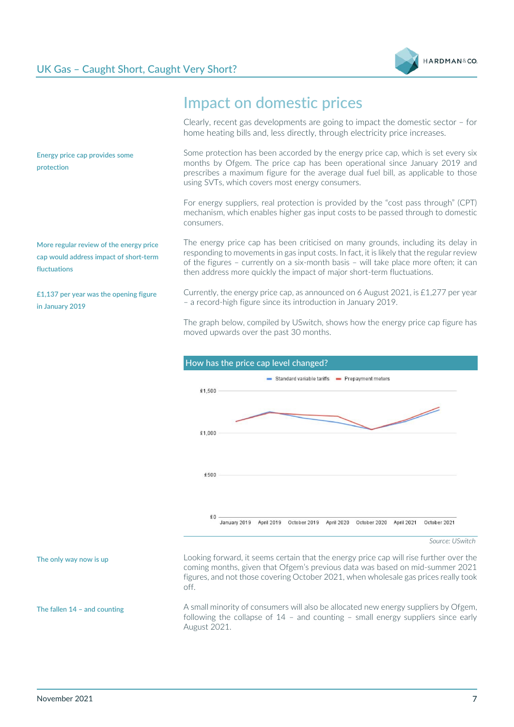## Impact on domestic prices

Clearly, recent gas developments are going to impact the domestic sector – for home heating bills and, less directly, through electricity price increases.

Energy price cap provides some protection

Some protection has been accorded by the energy price cap, which is set every six months by Ofgem. The price cap has been operational since January 2019 and prescribes a maximum figure for the average dual fuel bill, as applicable to those using SVTs, which covers most energy consumers.

For energy suppliers, real protection is provided by the "cost pass through" (CPT) mechanism, which enables higher gas input costs to be passed through to domestic consumers.

More regular review of the energy price cap would address impact of short-term fluctuations

The energy price cap has been criticised on many grounds, including its delay in responding to movements in gas input costs. In fact, it is likely that the regular review of the figures – currently on a six-month basis – will take place more often; it can then address more quickly the impact of major short-term fluctuations.

£1,137 per year was the opening figure in January 2019

Currently, the energy price cap, as announced on 6 August 2021, is £1,277 per year – a record-high figure since its introduction in January 2019.

The graph below, compiled by USwitch, shows how the energy price cap figure has moved upwards over the past 30 months.

**How has the price cap level changed?**

*Source: USwitch*

The only way now is up

Looking forward, it seems certain that the energy price cap will rise further over the coming months, given that Ofgem's previous data was based on mid-summer 2021 figures, and not those covering October 2021, when wholesale gas prices really took off.

The fallen 14 – and counting

A small minority of consumers will also be allocated new energy suppliers by Ofgem, following the collapse of 14 – and counting – small energy suppliers since early August 2021.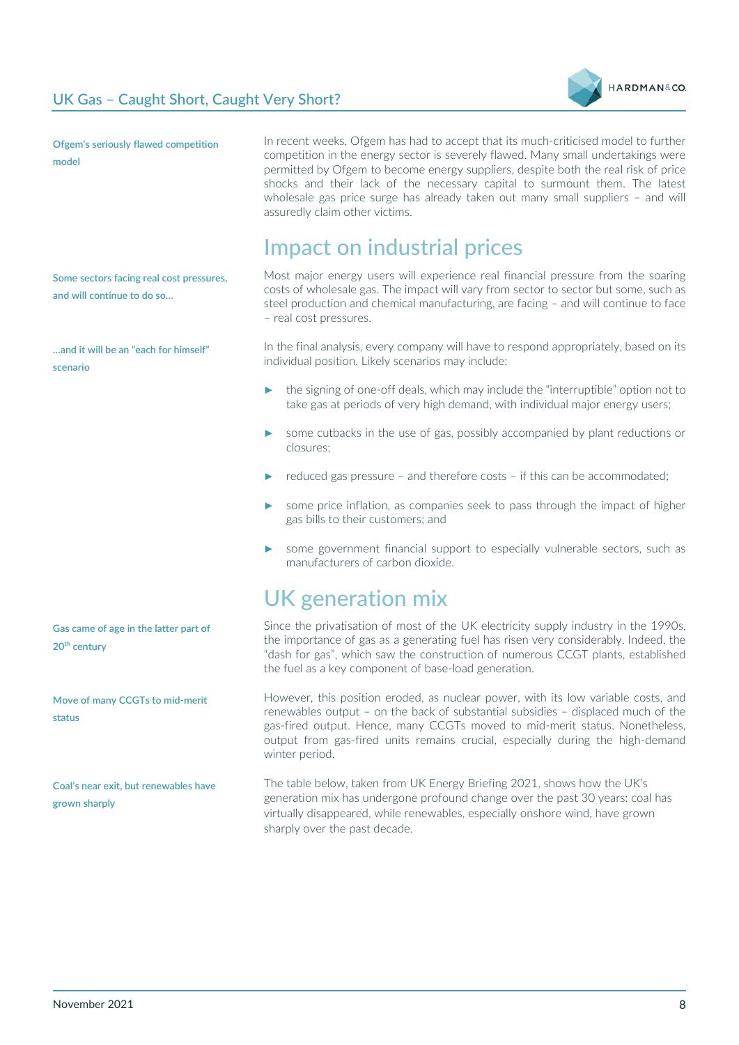Ofgem's seriously flawed competition model

In recent weeks, Ofgem has had to accept that its much-criticised model to further competition in the energy sector is severely flawed. Many small undertakings were permitted by Ofgem to become energy suppliers, despite both the real risk of price shocks and their lack of the necessary capital to surmount them. The latest wholesale gas price surge has already taken out many small suppliers – and will assuredly claim other victims.

## Impact on industrial prices

Some sectors facing real cost pressures, and will continue to do so…

Most major energy users will experience real financial pressure from the soaring costs of wholesale gas. The impact will vary from sector to sector but some, such as steel production and chemical manufacturing, are facing – and will continue to face – real cost pressures.

…and it will be an "each for himself" scenario

In the final analysis, every company will have to respond appropriately, based on its individual position. Likely scenarios may include:

- the signing of one-off deals, which may include the "interruptible" option not to take gas at periods of very high demand, with individual major energy users;
- some cutbacks in the use of gas, possibly accompanied by plant reductions or closures;
- reduced gas pressure – and therefore costs – if this can be accommodated;
- some price inflation, as companies seek to pass through the impact of higher gas bills to their customers; and
- some government financial support to especially vulnerable sectors, such as manufacturers of carbon dioxide.

## UK generation mix

Gas came of age in the latter part of 20th century

Since the privatisation of most of the UK electricity supply industry in the 1990s, the importance of gas as a generating fuel has risen very considerably. Indeed, the "dash for gas", which saw the construction of numerous CCGT plants, established the fuel as a key component of base-load generation.

Move of many CCGTs to mid-merit status

However, this position eroded, as nuclear power, with its low variable costs, and renewables output – on the back of substantial subsidies – displaced much of the gas-fired output. Hence, many CCGTs moved to mid-merit status. Nonetheless, output from gas-fired units remains crucial, especially during the high-demand winter period.

Coal's near exit, but renewables have grown sharply

The table below, taken from UK Energy Briefing 2021, shows how the UK's generation mix has undergone profound change over the past 30 years: coal has virtually disappeared, while renewables, especially onshore wind, have grown sharply over the past decade.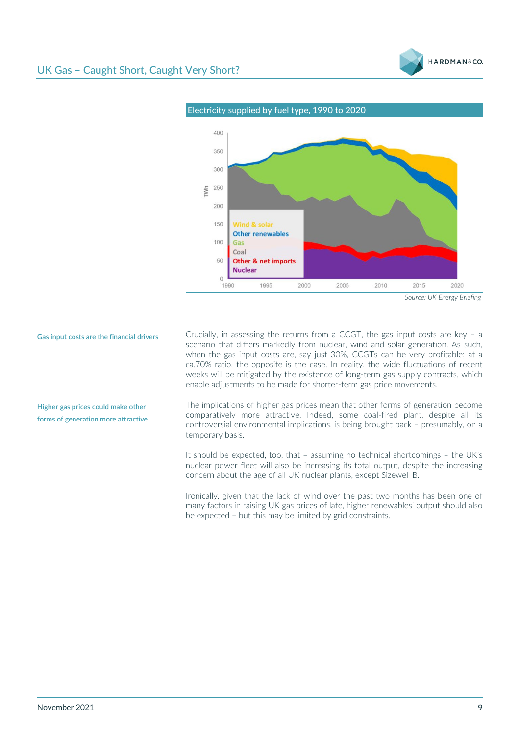**Electricity supplied by fuel type, 1990 to 2020**

*Source: UK Energy Briefing*

**Gas input costs are the financial drivers**

Crucially, in assessing the returns from a CCGT, the gas input costs are key – a scenario that differs markedly from nuclear, wind and solar generation. As such, when the gas input costs are, say just 30%, CCGTs can be very profitable; at a ca.70% ratio, the opposite is the case. In reality, the wide fluctuations of recent weeks will be mitigated by the existence of long-term gas supply contracts, which enable adjustments to be made for shorter-term gas price movements.

**Higher gas prices could make other forms of generation more attractive**

The implications of higher gas prices mean that other forms of generation become comparatively more attractive. Indeed, some coal-fired plant, despite all its controversial environmental implications, is being brought back – presumably, on a temporary basis.

It should be expected, too, that – assuming no technical shortcomings – the UK's nuclear power fleet will also be increasing its total output, despite the increasing concern about the age of all UK nuclear plants, except Sizewell B.

Ironically, given that the lack of wind over the past two months has been one of many factors in raising UK gas prices of late, higher renewables' output should also be expected – but this may be limited by grid constraints.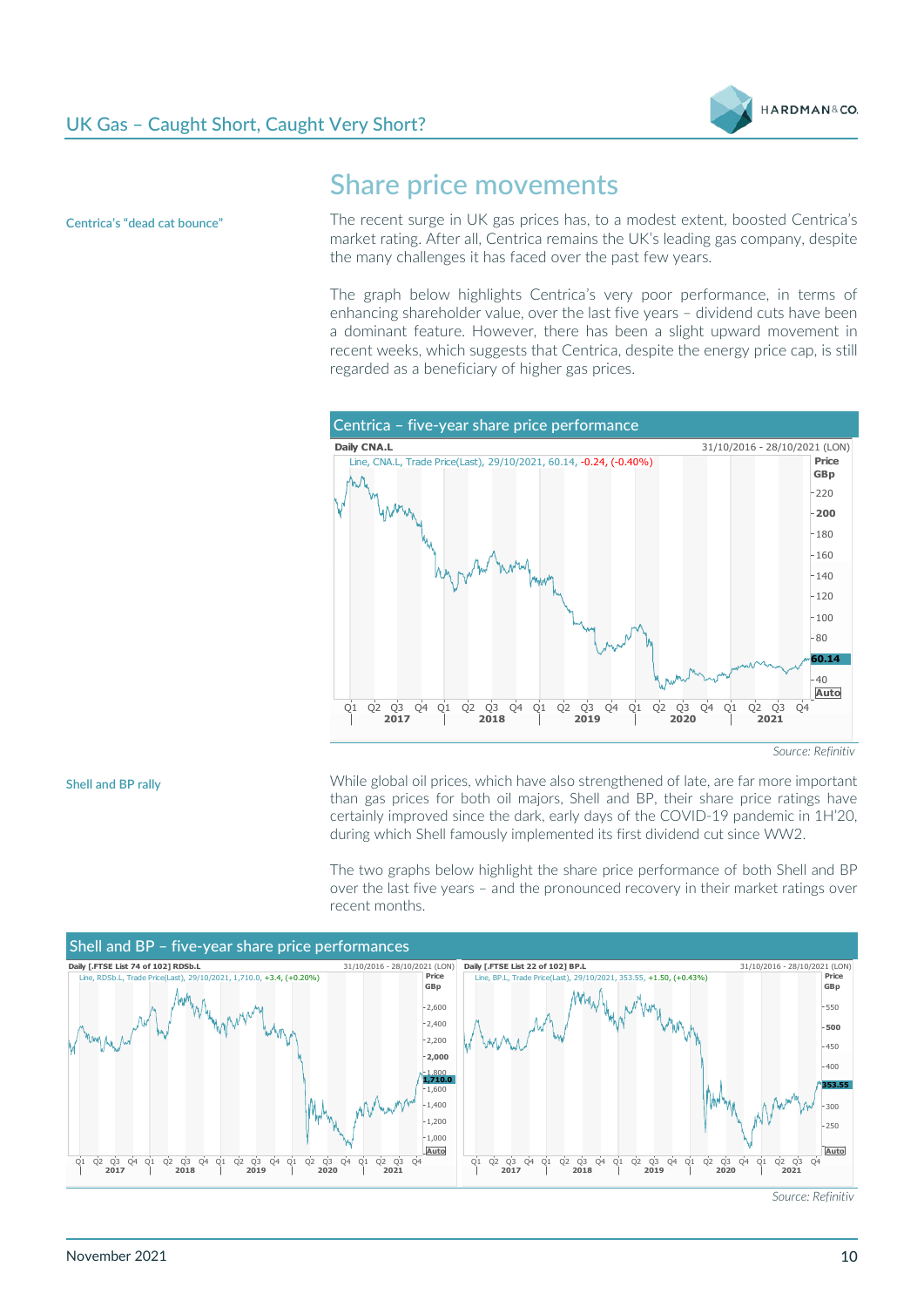## Share price movements

**Centrica's "dead cat bounce"**

The recent surge in UK gas prices has, to a modest extent, boosted Centrica's market rating. After all, Centrica remains the UK's leading gas company, despite the many challenges it has faced over the past few years.

The graph below highlights Centrica's very poor performance, in terms of enhancing shareholder value, over the last five years – dividend cuts have been a dominant feature. However, there has been a slight upward movement in recent weeks, which suggests that Centrica, despite the energy price cap, is still regarded as a beneficiary of higher gas prices.

**Centrica – five-year share price performance**

Source: Refinitiv

**Shell and BP rally**

While global oil prices, which have also strengthened of late, are far more important than gas prices for both oil majors, Shell and BP, their share price ratings have certainly improved since the dark, early days of the COVID-19 pandemic in 1H'20, during which Shell famously implemented its first dividend cut since WW2.

The two graphs below highlight the share price performance of both Shell and BP over the last five years – and the pronounced recovery in their market ratings over recent months.

**Shell and BP – five-year share price performances**

Source: Refinitiv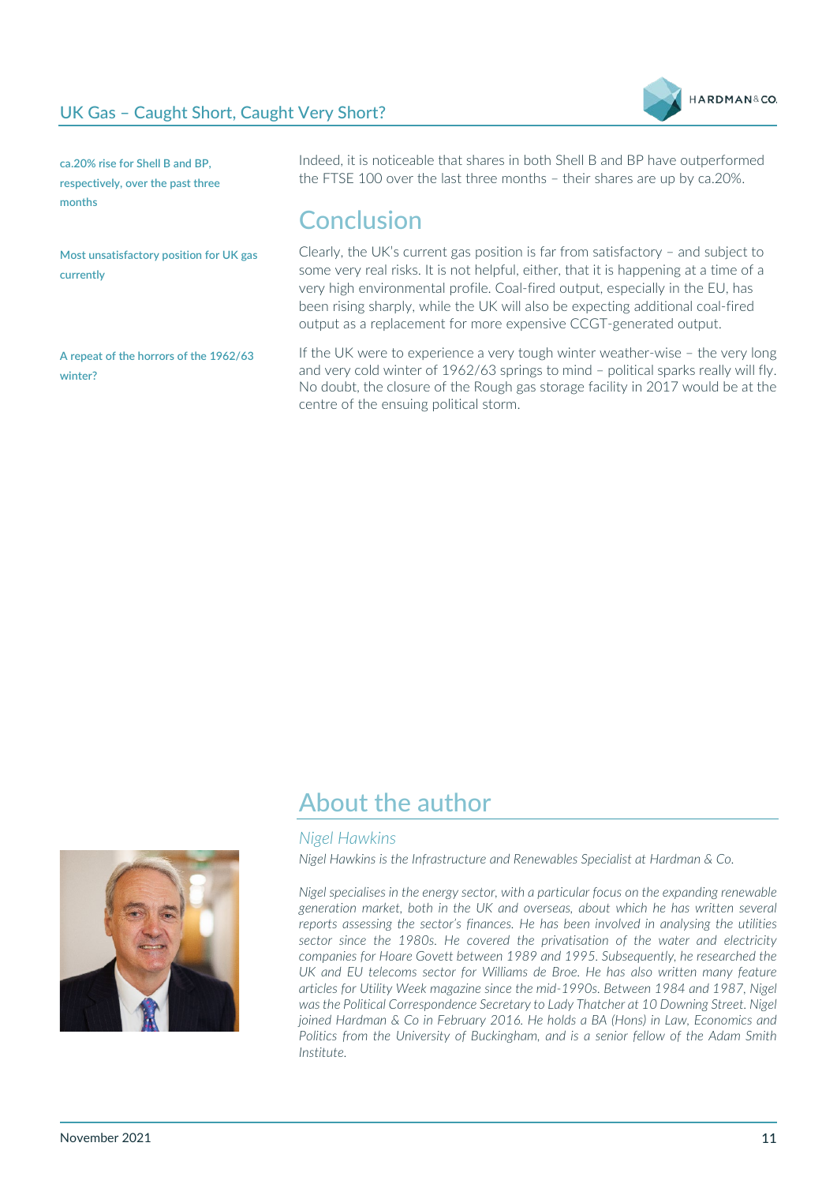ca.20% rise for Shell B and BP, respectively, over the past three months

Indeed, it is noticeable that shares in both Shell B and BP have outperformed the FTSE 100 over the last three months – their shares are up by ca.20%.

## Conclusion

Most unsatisfactory position for UK gas currently

Clearly, the UK's current gas position is far from satisfactory – and subject to some very real risks. It is not helpful, either, that it is happening at a time of a very high environmental profile. Coal-fired output, especially in the EU, has been rising sharply, while the UK will also be expecting additional coal-fired output as a replacement for more expensive CCGT-generated output.

A repeat of the horrors of the 1962/63 winter?

If the UK were to experience a very tough winter weather-wise – the very long and very cold winter of 1962/63 springs to mind – political sparks really will fly. No doubt, the closure of the Rough gas storage facility in 2017 would be at the centre of the ensuing political storm.

## About the author

*Nigel Hawkins*

*Nigel Hawkins is the Infrastructure and Renewables Specialist at Hardman & Co.*

*Nigel specialises in the energy sector, with a particular focus on the expanding renewable generation market, both in the UK and overseas, about which he has written several reports assessing the sector's finances. He has been involved in analysing the utilities sector since the 1980s. He covered the privatisation of the water and electricity companies for Hoare Govett between 1989 and 1995. Subsequently, he researched the UK and EU telecoms sector for Williams de Broe. He has also written many feature articles for Utility Week magazine since the mid-1990s. Between 1984 and 1987, Nigel was the Political Correspondence Secretary to Lady Thatcher at 10 Downing Street. Nigel joined Hardman & Co in February 2016. He holds a BA (Hons) in Law, Economics and Politics from the University of Buckingham, and is a senior fellow of the Adam Smith Institute.*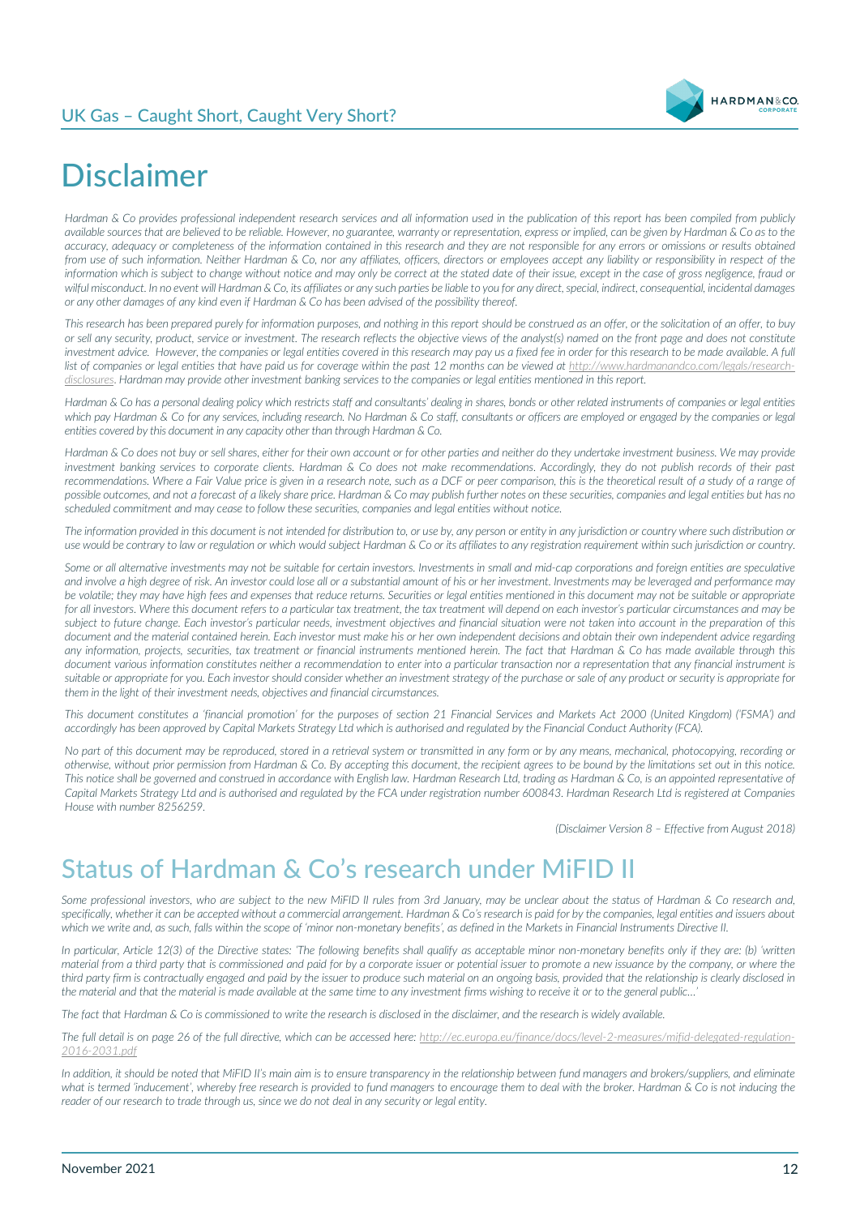# Disclaimer

*Hardman & Co provides professional independent research services and all information used in the publication of this report has been compiled from publicly available sources that are believed to be reliable. However, no guarantee, warranty or representation, express or implied, can be given by Hardman & Co as to the accuracy, adequacy or completeness of the information contained in this research and they are not responsible for any errors or omissions or results obtained from use of such information. Neither Hardman & Co, nor any affiliates, officers, directors or employees accept any liability or responsibility in respect of the information which is subject to change without notice and may only be correct at the stated date of their issue, except in the case of gross negligence, fraud or wilful misconduct. In no event will Hardman & Co, its affiliates or any such parties be liable to you for any direct, special, indirect, consequential, incidental damages or any other damages of any kind even if Hardman & Co has been advised of the possibility thereof.*

*This research has been prepared purely for information purposes, and nothing in this report should be construed as an offer, or the solicitation of an offer, to buy or sell any security, product, service or investment. The research reflects the objective views of the analyst(s) named on the front page and does not constitute investment advice. However, the companies or legal entities covered in this research may pay us a fixed fee in order for this research to be made available. A full list of companies or legal entities that have paid us for coverage within the past 12 months can be viewed at http://www.hardmanandco.com/legals/research-disclosures. Hardman may provide other investment banking services to the companies or legal entities mentioned in this report.*

*Hardman & Co has a personal dealing policy which restricts staff and consultants' dealing in shares, bonds or other related instruments of companies or legal entities which pay Hardman & Co for any services, including research. No Hardman & Co staff, consultants or officers are employed or engaged by the companies or legal entities covered by this document in any capacity other than through Hardman & Co.*

*Hardman & Co does not buy or sell shares, either for their own account or for other parties and neither do they undertake investment business. We may provide investment banking services to corporate clients. Hardman & Co does not make recommendations. Accordingly, they do not publish records of their past recommendations. Where a Fair Value price is given in a research note, such as a DCF or peer comparison, this is the theoretical result of a study of a range of possible outcomes, and not a forecast of a likely share price. Hardman & Co may publish further notes on these securities, companies and legal entities but has no scheduled commitment and may cease to follow these securities, companies and legal entities without notice.*

*The information provided in this document is not intended for distribution to, or use by, any person or entity in any jurisdiction or country where such distribution or use would be contrary to law or regulation or which would subject Hardman & Co or its affiliates to any registration requirement within such jurisdiction or country.*

*Some or all alternative investments may not be suitable for certain investors. Investments in small and mid-cap corporations and foreign entities are speculative and involve a high degree of risk. An investor could lose all or a substantial amount of his or her investment. Investments may be leveraged and performance may be volatile; they may have high fees and expenses that reduce returns. Securities or legal entities mentioned in this document may not be suitable or appropriate for all investors. Where this document refers to a particular tax treatment, the tax treatment will depend on each investor's particular circumstances and may be subject to future change. Each investor's particular needs, investment objectives and financial situation were not taken into account in the preparation of this document and the material contained herein. Each investor must make his or her own independent decisions and obtain their own independent advice regarding any information, projects, securities, tax treatment or financial instruments mentioned herein. The fact that Hardman & Co has made available through this document various information constitutes neither a recommendation to enter into a particular transaction nor a representation that any financial instrument is suitable or appropriate for you. Each investor should consider whether an investment strategy of the purchase or sale of any product or security is appropriate for them in the light of their investment needs, objectives and financial circumstances.*

*This document constitutes a 'financial promotion' for the purposes of section 21 Financial Services and Markets Act 2000 (United Kingdom) ('FSMA') and accordingly has been approved by Capital Markets Strategy Ltd which is authorised and regulated by the Financial Conduct Authority (FCA).*

*No part of this document may be reproduced, stored in a retrieval system or transmitted in any form or by any means, mechanical, photocopying, recording or otherwise, without prior permission from Hardman & Co. By accepting this document, the recipient agrees to be bound by the limitations set out in this notice. This notice shall be governed and construed in accordance with English law. Hardman Research Ltd, trading as Hardman & Co, is an appointed representative of Capital Markets Strategy Ltd and is authorised and regulated by the FCA under registration number 600843. Hardman Research Ltd is registered at Companies House with number 8256259.*

*(Disclaimer Version 8 – Effective from August 2018)*

# Status of Hardman & Co's research under MiFID II

*Some professional investors, who are subject to the new MiFID II rules from 3rd January, may be unclear about the status of Hardman & Co research and, specifically, whether it can be accepted without a commercial arrangement. Hardman & Co's research is paid for by the companies, legal entities and issuers about which we write and, as such, falls within the scope of 'minor non-monetary benefits', as defined in the Markets in Financial Instruments Directive II.*

*In particular, Article 12(3) of the Directive states: 'The following benefits shall qualify as acceptable minor non-monetary benefits only if they are: (b) 'written material from a third party that is commissioned and paid for by a corporate issuer or potential issuer to promote a new issuance by the company, or where the third party firm is contractually engaged and paid by the issuer to produce such material on an ongoing basis, provided that the relationship is clearly disclosed in the material and that the material is made available at the same time to any investment firms wishing to receive it or to the general public…'*

*The fact that Hardman & Co is commissioned to write the research is disclosed in the disclaimer, and the research is widely available.*

*The full detail is on page 26 of the full directive, which can be accessed here: http://ec.europa.eu/finance/docs/level-2-measures/mifid-delegated-regulation-2016-2031.pdf*

*In addition, it should be noted that MiFID II's main aim is to ensure transparency in the relationship between fund managers and brokers/suppliers, and eliminate what is termed 'inducement', whereby free research is provided to fund managers to encourage them to deal with the broker. Hardman & Co is not inducing the reader of our research to trade through us, since we do not deal in any security or legal entity.*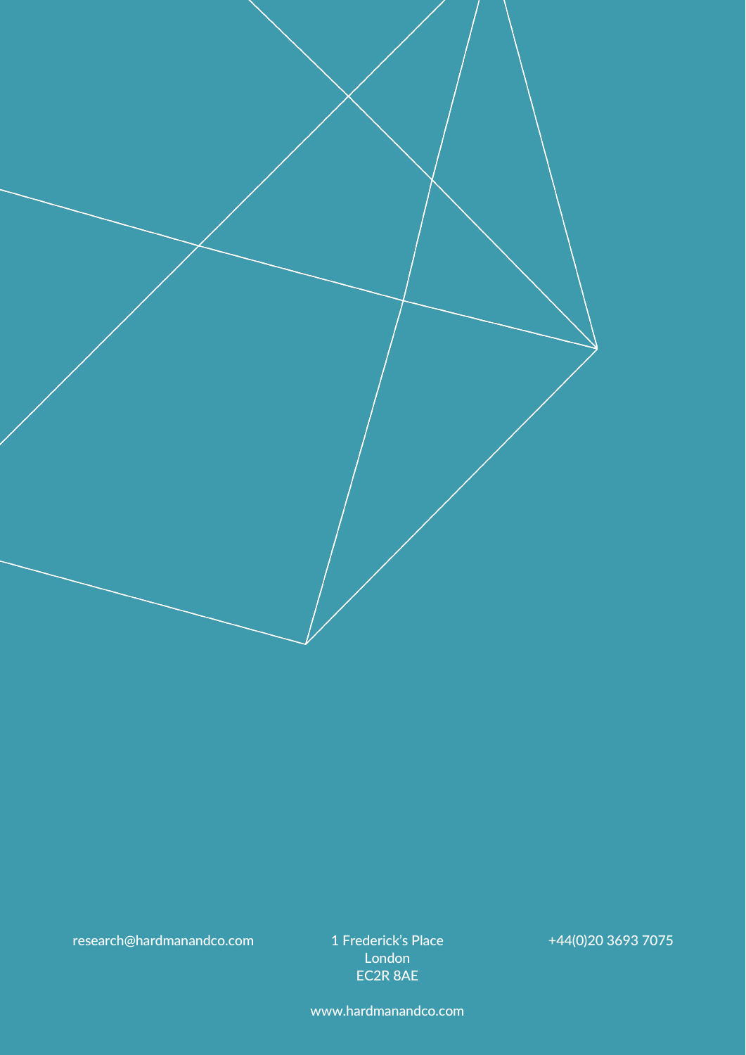research@hardmanandco.com

1 Frederick's Place
London
EC2R 8AE

+44(0)20 3693 7075

www.hardmanandco.com